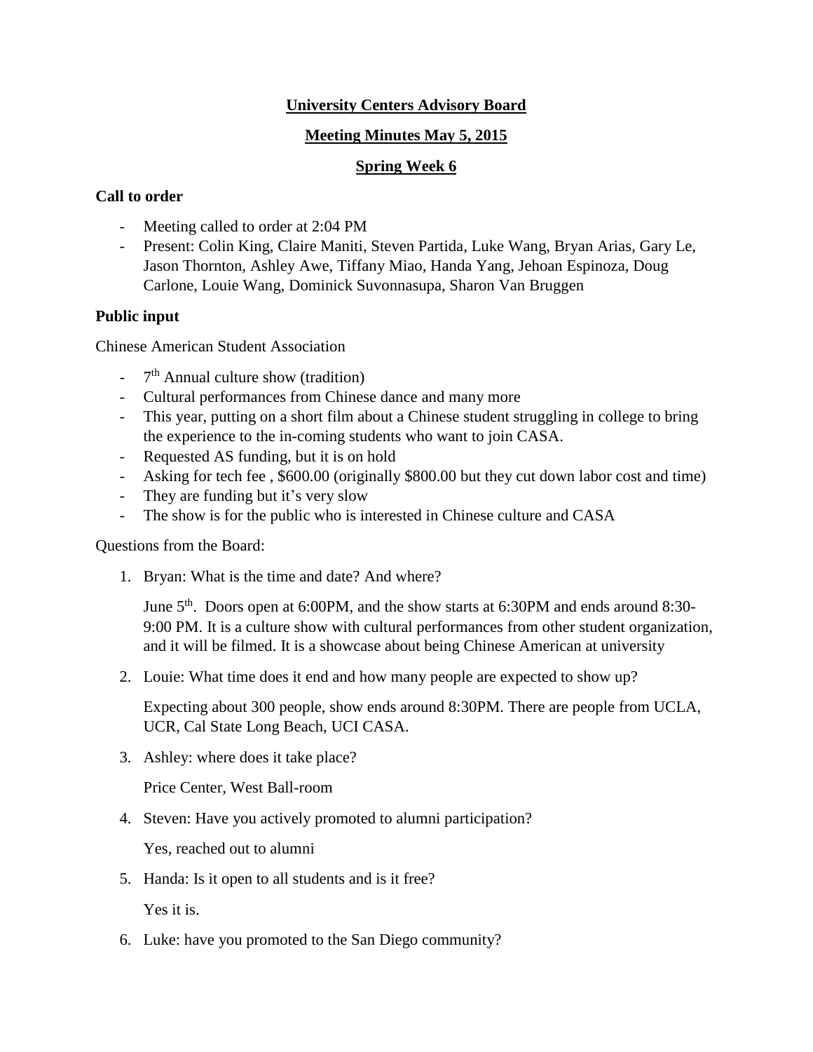# University Centers Advisory Board

## Meeting Minutes May 5, 2015

## Spring Week 6

### Call to order

- Meeting called to order at 2:04 PM
- Present: Colin King, Claire Maniti, Steven Partida, Luke Wang, Bryan Arias, Gary Le, Jason Thornton, Ashley Awe, Tiffany Miao, Handa Yang, Jehoan Espinoza, Doug Carlone, Louie Wang, Dominick Suvonnasupa, Sharon Van Bruggen

### Public input

Chinese American Student Association

- 7th Annual culture show (tradition)
- Cultural performances from Chinese dance and many more
- This year, putting on a short film about a Chinese student struggling in college to bring the experience to the in-coming students who want to join CASA.
- Requested AS funding, but it is on hold
- Asking for tech fee , $600.00 (originally $800.00 but they cut down labor cost and time)
- They are funding but it's very slow
- The show is for the public who is interested in Chinese culture and CASA

Questions from the Board:

1. Bryan: What is the time and date? And where?

   June 5th. Doors open at 6:00PM, and the show starts at 6:30PM and ends around 8:30-9:00 PM. It is a culture show with cultural performances from other student organization, and it will be filmed. It is a showcase about being Chinese American at university

2. Louie: What time does it end and how many people are expected to show up?

   Expecting about 300 people, show ends around 8:30PM. There are people from UCLA, UCR, Cal State Long Beach, UCI CASA.

3. Ashley: where does it take place?

   Price Center, West Ball-room

4. Steven: Have you actively promoted to alumni participation?

   Yes, reached out to alumni

5. Handa: Is it open to all students and is it free?

   Yes it is.

6. Luke: have you promoted to the San Diego community?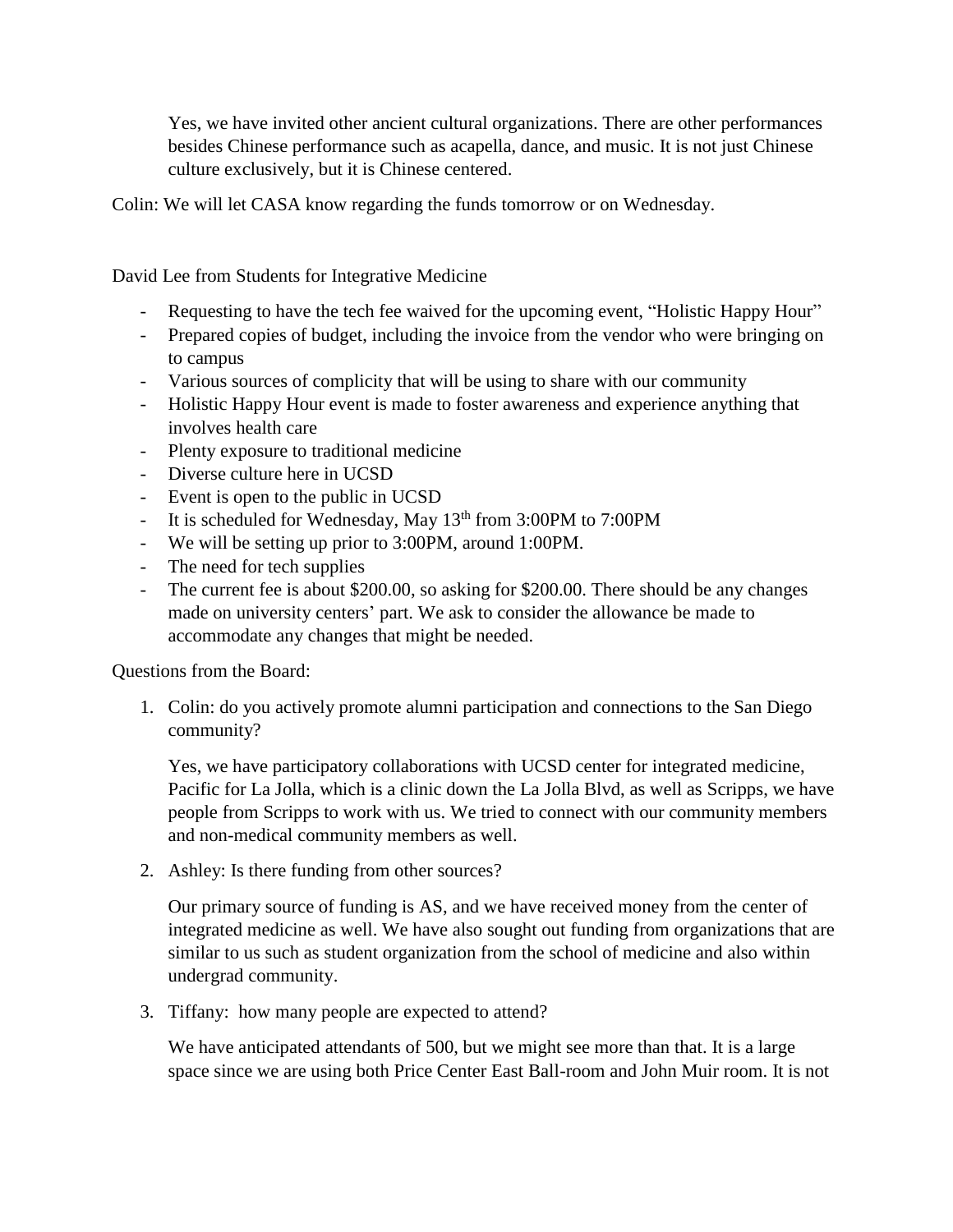Yes, we have invited other ancient cultural organizations. There are other performances besides Chinese performance such as acapella, dance, and music. It is not just Chinese culture exclusively, but it is Chinese centered.

Colin: We will let CASA know regarding the funds tomorrow or on Wednesday.

David Lee from Students for Integrative Medicine

- Requesting to have the tech fee waived for the upcoming event, "Holistic Happy Hour"
- Prepared copies of budget, including the invoice from the vendor who were bringing on to campus
- Various sources of complicity that will be using to share with our community
- Holistic Happy Hour event is made to foster awareness and experience anything that involves health care
- Plenty exposure to traditional medicine
- Diverse culture here in UCSD
- Event is open to the public in UCSD
- It is scheduled for Wednesday, May 13th from 3:00PM to 7:00PM
- We will be setting up prior to 3:00PM, around 1:00PM.
- The need for tech supplies
- The current fee is about $200.00, so asking for $200.00. There should be any changes made on university centers' part. We ask to consider the allowance be made to accommodate any changes that might be needed.

Questions from the Board:

1. Colin: do you actively promote alumni participation and connections to the San Diego community?

   Yes, we have participatory collaborations with UCSD center for integrated medicine, Pacific for La Jolla, which is a clinic down the La Jolla Blvd, as well as Scripps, we have people from Scripps to work with us. We tried to connect with our community members and non-medical community members as well.

2. Ashley: Is there funding from other sources?

   Our primary source of funding is AS, and we have received money from the center of integrated medicine as well. We have also sought out funding from organizations that are similar to us such as student organization from the school of medicine and also within undergrad community.

3. Tiffany: how many people are expected to attend?

   We have anticipated attendants of 500, but we might see more than that. It is a large space since we are using both Price Center East Ball-room and John Muir room. It is not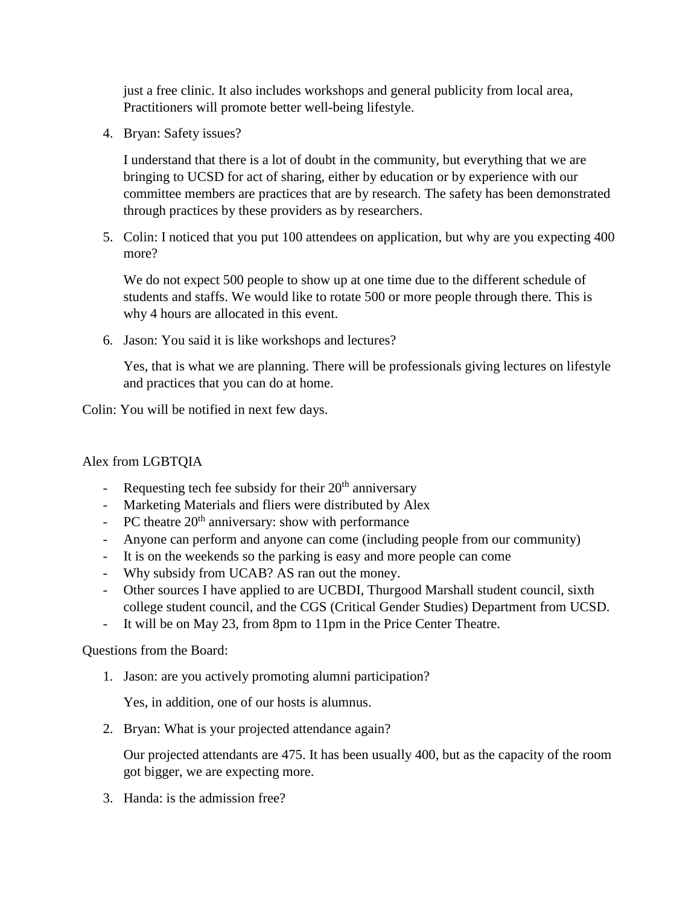just a free clinic. It also includes workshops and general publicity from local area, Practitioners will promote better well-being lifestyle.

4. Bryan: Safety issues?

   I understand that there is a lot of doubt in the community, but everything that we are bringing to UCSD for act of sharing, either by education or by experience with our committee members are practices that are by research. The safety has been demonstrated through practices by these providers as by researchers.

5. Colin: I noticed that you put 100 attendees on application, but why are you expecting 400 more?

   We do not expect 500 people to show up at one time due to the different schedule of students and staffs. We would like to rotate 500 or more people through there. This is why 4 hours are allocated in this event.

6. Jason: You said it is like workshops and lectures?

   Yes, that is what we are planning. There will be professionals giving lectures on lifestyle and practices that you can do at home.

Colin: You will be notified in next few days.

Alex from LGBTQIA

- Requesting tech fee subsidy for their 20th anniversary
- Marketing Materials and fliers were distributed by Alex
- PC theatre 20th anniversary: show with performance
- Anyone can perform and anyone can come (including people from our community)
- It is on the weekends so the parking is easy and more people can come
- Why subsidy from UCAB? AS ran out the money.
- Other sources I have applied to are UCBDI, Thurgood Marshall student council, sixth college student council, and the CGS (Critical Gender Studies) Department from UCSD.
- It will be on May 23, from 8pm to 11pm in the Price Center Theatre.

Questions from the Board:

1. Jason: are you actively promoting alumni participation?

   Yes, in addition, one of our hosts is alumnus.

2. Bryan: What is your projected attendance again?

   Our projected attendants are 475. It has been usually 400, but as the capacity of the room got bigger, we are expecting more.

3. Handa: is the admission free?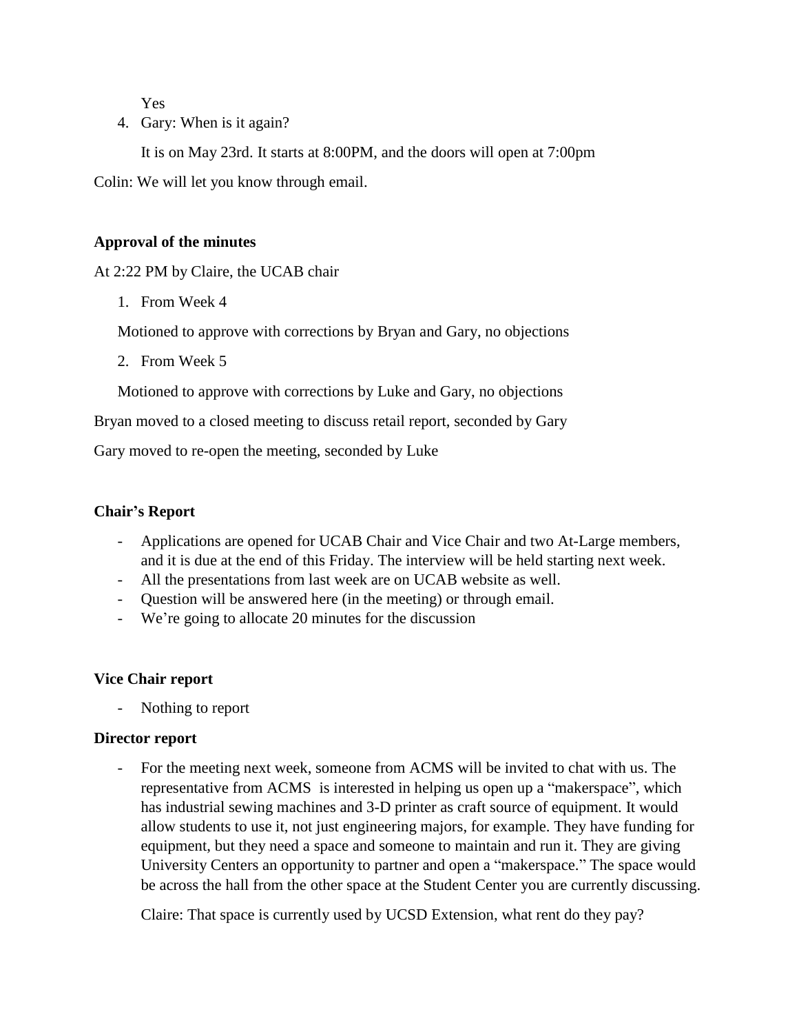Yes

4. Gary: When is it again?

   It is on May 23rd. It starts at 8:00PM, and the doors will open at 7:00pm

Colin: We will let you know through email.

**Approval of the minutes**

At 2:22 PM by Claire, the UCAB chair

1. From Week 4

   Motioned to approve with corrections by Bryan and Gary, no objections

2. From Week 5

   Motioned to approve with corrections by Luke and Gary, no objections

Bryan moved to a closed meeting to discuss retail report, seconded by Gary

Gary moved to re-open the meeting, seconded by Luke

**Chair's Report**

- Applications are opened for UCAB Chair and Vice Chair and two At-Large members, and it is due at the end of this Friday. The interview will be held starting next week.
- All the presentations from last week are on UCAB website as well.
- Question will be answered here (in the meeting) or through email.
- We're going to allocate 20 minutes for the discussion

**Vice Chair report**

- Nothing to report

**Director report**

- For the meeting next week, someone from ACMS will be invited to chat with us. The representative from ACMS is interested in helping us open up a "makerspace", which has industrial sewing machines and 3-D printer as craft source of equipment. It would allow students to use it, not just engineering majors, for example. They have funding for equipment, but they need a space and someone to maintain and run it. They are giving University Centers an opportunity to partner and open a "makerspace." The space would be across the hall from the other space at the Student Center you are currently discussing.

  Claire: That space is currently used by UCSD Extension, what rent do they pay?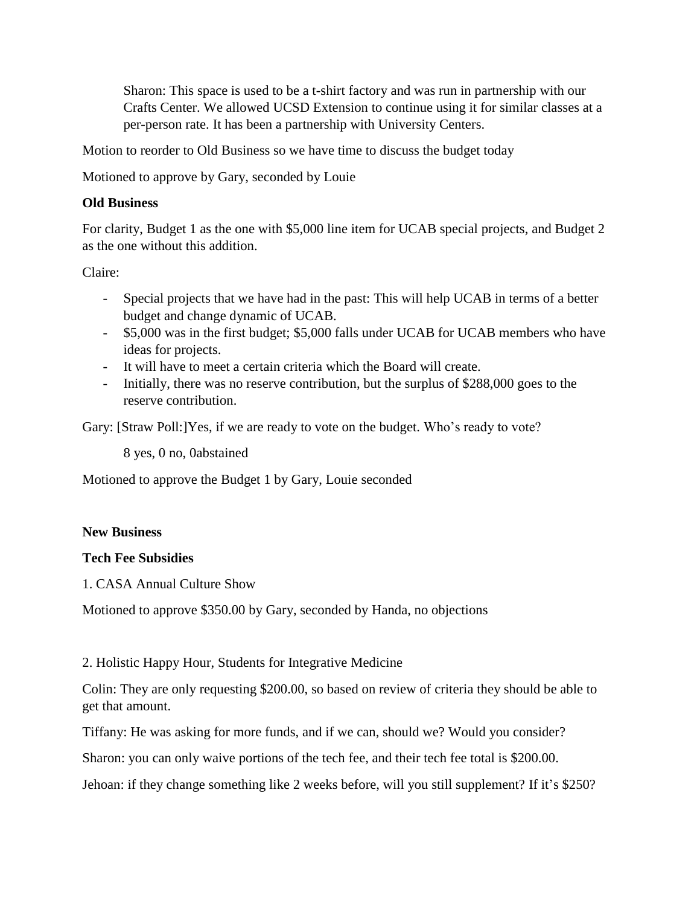Sharon: This space is used to be a t-shirt factory and was run in partnership with our Crafts Center. We allowed UCSD Extension to continue using it for similar classes at a per-person rate. It has been a partnership with University Centers.

Motion to reorder to Old Business so we have time to discuss the budget today

Motioned to approve by Gary, seconded by Louie

**Old Business**

For clarity, Budget 1 as the one with $5,000 line item for UCAB special projects, and Budget 2 as the one without this addition.

Claire:

- Special projects that we have had in the past: This will help UCAB in terms of a better budget and change dynamic of UCAB.
- $5,000 was in the first budget; $5,000 falls under UCAB for UCAB members who have ideas for projects.
- It will have to meet a certain criteria which the Board will create.
- Initially, there was no reserve contribution, but the surplus of $288,000 goes to the reserve contribution.

Gary: [Straw Poll:]Yes, if we are ready to vote on the budget. Who's ready to vote?

> 8 yes, 0 no, 0abstained

Motioned to approve the Budget 1 by Gary, Louie seconded

**New Business**

**Tech Fee Subsidies**

1. CASA Annual Culture Show

Motioned to approve $350.00 by Gary, seconded by Handa, no objections

2. Holistic Happy Hour, Students for Integrative Medicine

Colin: They are only requesting $200.00, so based on review of criteria they should be able to get that amount.

Tiffany: He was asking for more funds, and if we can, should we? Would you consider?

Sharon: you can only waive portions of the tech fee, and their tech fee total is $200.00.

Jehoan: if they change something like 2 weeks before, will you still supplement? If it's $250?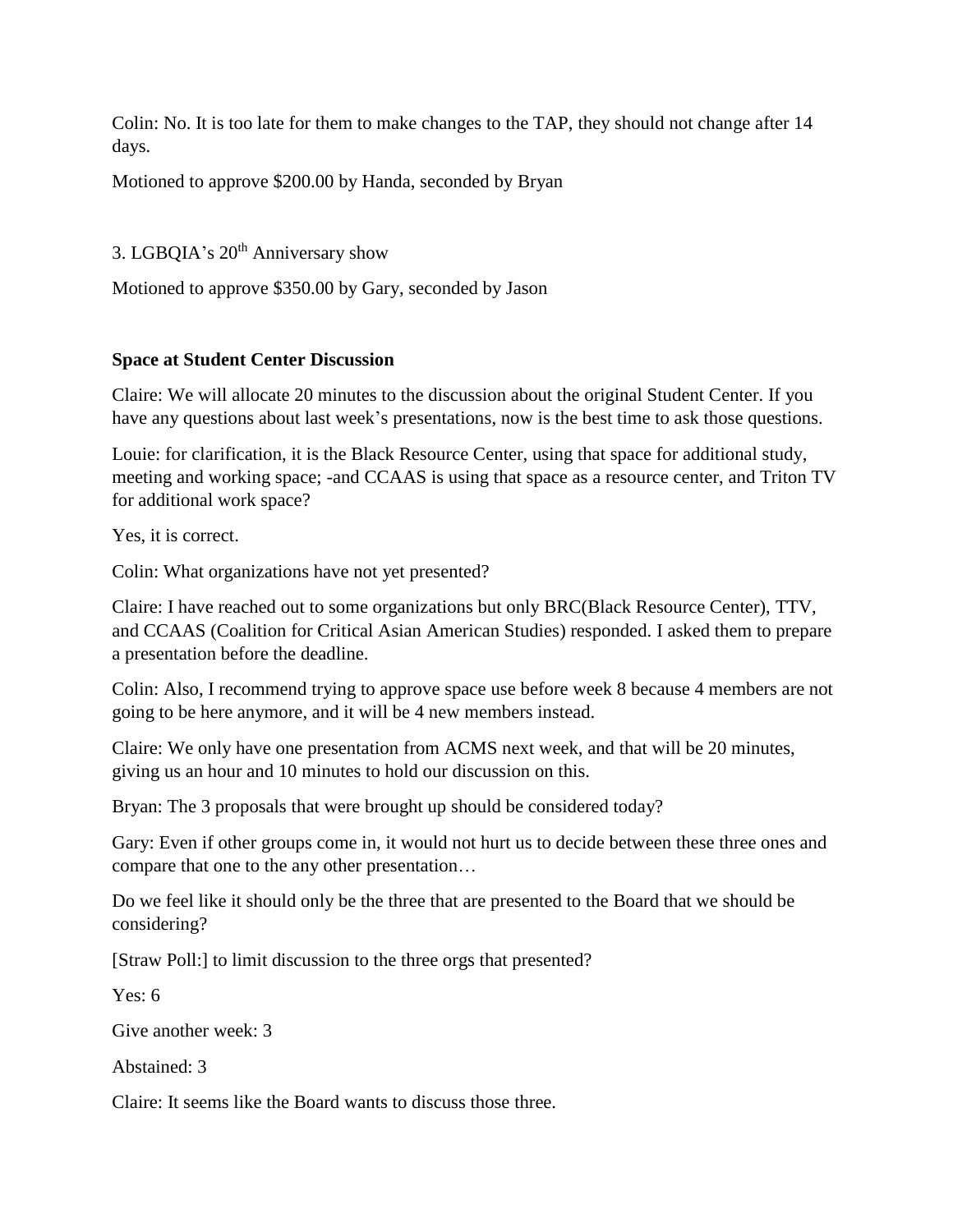Colin: No. It is too late for them to make changes to the TAP, they should not change after 14 days.

Motioned to approve $200.00 by Handa, seconded by Bryan

3. LGBQIA's 20th Anniversary show

Motioned to approve $350.00 by Gary, seconded by Jason

**Space at Student Center Discussion**

Claire: We will allocate 20 minutes to the discussion about the original Student Center. If you have any questions about last week's presentations, now is the best time to ask those questions.

Louie: for clarification, it is the Black Resource Center, using that space for additional study, meeting and working space; -and CCAAS is using that space as a resource center, and Triton TV for additional work space?

Yes, it is correct.

Colin: What organizations have not yet presented?

Claire: I have reached out to some organizations but only BRC(Black Resource Center), TTV, and CCAAS (Coalition for Critical Asian American Studies) responded. I asked them to prepare a presentation before the deadline.

Colin: Also, I recommend trying to approve space use before week 8 because 4 members are not going to be here anymore, and it will be 4 new members instead.

Claire: We only have one presentation from ACMS next week, and that will be 20 minutes, giving us an hour and 10 minutes to hold our discussion on this.

Bryan: The 3 proposals that were brought up should be considered today?

Gary: Even if other groups come in, it would not hurt us to decide between these three ones and compare that one to the any other presentation…

Do we feel like it should only be the three that are presented to the Board that we should be considering?

[Straw Poll:] to limit discussion to the three orgs that presented?

Yes: 6

Give another week: 3

Abstained: 3

Claire: It seems like the Board wants to discuss those three.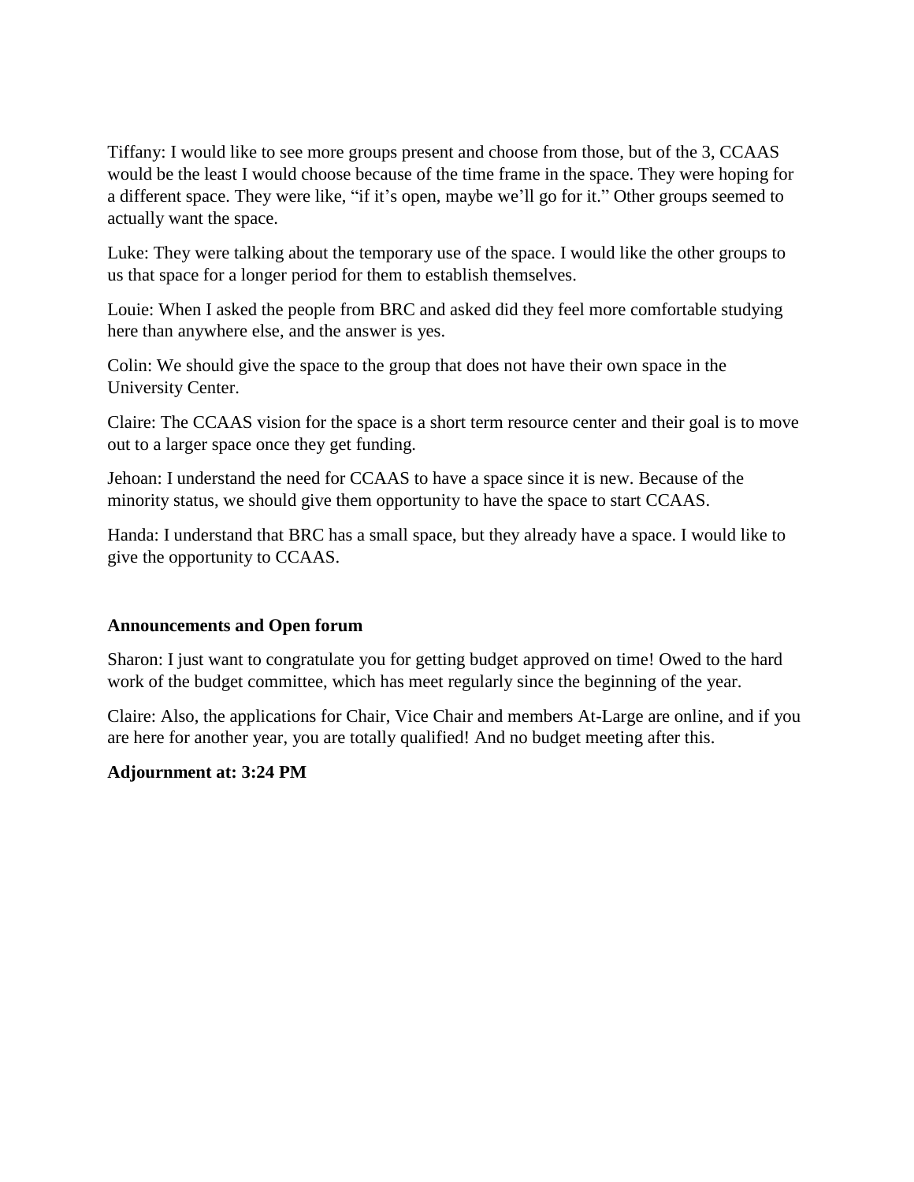Tiffany: I would like to see more groups present and choose from those, but of the 3, CCAAS would be the least I would choose because of the time frame in the space. They were hoping for a different space. They were like, "if it's open, maybe we'll go for it." Other groups seemed to actually want the space.

Luke: They were talking about the temporary use of the space. I would like the other groups to us that space for a longer period for them to establish themselves.

Louie: When I asked the people from BRC and asked did they feel more comfortable studying here than anywhere else, and the answer is yes.

Colin: We should give the space to the group that does not have their own space in the University Center.

Claire: The CCAAS vision for the space is a short term resource center and their goal is to move out to a larger space once they get funding.

Jehoan: I understand the need for CCAAS to have a space since it is new. Because of the minority status, we should give them opportunity to have the space to start CCAAS.

Handa: I understand that BRC has a small space, but they already have a space. I would like to give the opportunity to CCAAS.

**Announcements and Open forum**

Sharon: I just want to congratulate you for getting budget approved on time! Owed to the hard work of the budget committee, which has meet regularly since the beginning of the year.

Claire: Also, the applications for Chair, Vice Chair and members At-Large are online, and if you are here for another year, you are totally qualified! And no budget meeting after this.

**Adjournment at: 3:24 PM**